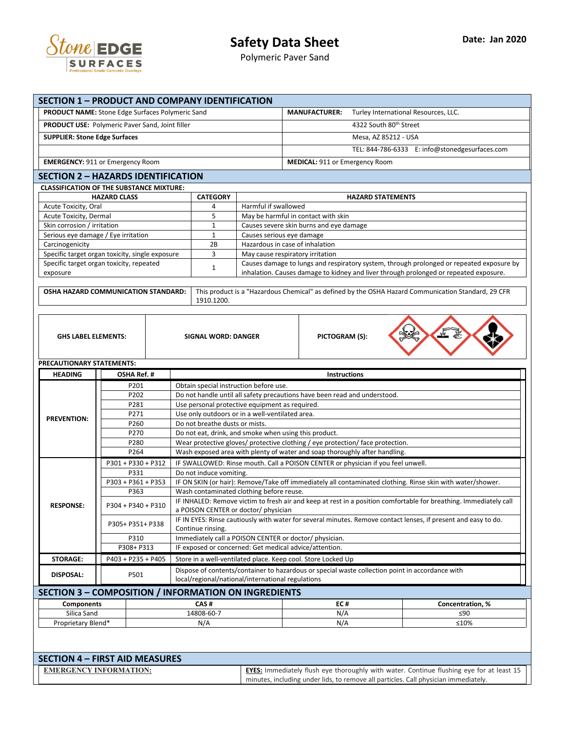# Safety Data Sheet

Polymeric Paver Sand

**Date: Jan 2020**

## SECTION 1 – PRODUCT AND COMPANY IDENTIFICATION

| | |
|---|---|
| **PRODUCT NAME:** Stone Edge Surfaces Polymeric Sand | **MANUFACTURER:** Turley International Resources, LLC. |
| **PRODUCT USE:** Polymeric Paver Sand, Joint filler | 4322 South 80th Street |
| **SUPPLIER: Stone Edge Surfaces** | Mesa, AZ 85212 - USA |
| | TEL: 844-786-6333 E: info@stonedgesurfaces.com |
| **EMERGENCY:** 911 or Emergency Room | **MEDICAL:** 911 or Emergency Room |

## SECTION 2 – HAZARDS IDENTIFICATION

**CLASSIFICATION OF THE SUBSTANCE MIXTURE:**

| HAZARD CLASS | CATEGORY | HAZARD STATEMENTS |
|---|---|---|
| Acute Toxicity, Oral | 4 | Harmful if swallowed |
| Acute Toxicity, Dermal | 5 | May be harmful in contact with skin |
| Skin corrosion / irritation | 1 | Causes severe skin burns and eye damage |
| Serious eye damage / Eye irritation | 1 | Causes serious eye damage |
| Carcinogenicity | 2B | Hazardous in case of inhalation |
| Specific target organ toxicity, single exposure | 3 | May cause respiratory irritation |
| Specific target organ toxicity, repeated exposure | 1 | Causes damage to lungs and respiratory system, through prolonged or repeated exposure by inhalation. Causes damage to kidney and liver through prolonged or repeated exposure. |

| | |
|---|---|
| **OSHA HAZARD COMMUNICATION STANDARD:** | This product is a "Hazardous Chemical" as defined by the OSHA Hazard Communication Standard, 29 CFR 1910.1200. |

| | | |
|---|---|---|
| **GHS LABEL ELEMENTS:** | **SIGNAL WORD: DANGER** | **PICTOGRAM (S):** |

**PRECAUTIONARY STATEMENTS:**

| HEADING | OSHA Ref. # | Instructions |
|---|---|---|
| **PREVENTION:** | P201 | Obtain special instruction before use. |
| | P202 | Do not handle until all safety precautions have been read and understood. |
| | P281 | Use personal protective equipment as required. |
| | P271 | Use only outdoors or in a well-ventilated area. |
| | P260 | Do not breathe dusts or mists. |
| | P270 | Do not eat, drink, and smoke when using this product. |
| | P280 | Wear protective gloves/ protective clothing / eye protection/ face protection. |
| | P264 | Wash exposed area with plenty of water and soap thoroughly after handling. |
| **RESPONSE:** | P301 + P330 + P312 | IF SWALLOWED: Rinse mouth. Call a POISON CENTER or physician if you feel unwell. |
| | P331 | Do not induce vomiting. |
| | P303 + P361 + P353 | IF ON SKIN (or hair): Remove/Take off immediately all contaminated clothing. Rinse skin with water/shower. |
| | P363 | Wash contaminated clothing before reuse. |
| | P304 + P340 + P310 | IF INHALED: Remove victim to fresh air and keep at rest in a position comfortable for breathing. Immediately call a POISON CENTER or doctor/ physician |
| | P305+ P351+ P338 | IF IN EYES: Rinse cautiously with water for several minutes. Remove contact lenses, if present and easy to do. Continue rinsing. |
| | P310 | Immediately call a POISON CENTER or doctor/ physician. |
| | P308+ P313 | IF exposed or concerned: Get medical advice/attention. |
| **STORAGE:** | P403 + P235 + P405 | Store in a well-ventilated place. Keep cool. Store Locked Up |
| **DISPOSAL:** | P501 | Dispose of contents/container to hazardous or special waste collection point in accordance with local/regional/national/international regulations |

## SECTION 3 – COMPOSITION / INFORMATION ON INGREDIENTS

| Components | CAS # | EC # | Concentration, % |
|---|---|---|---|
| Silica Sand | 14808-60-7 | N/A | ≤90 |
| Proprietary Blend* | N/A | N/A | ≤10% |

## SECTION 4 – FIRST AID MEASURES

| | |
|---|---|
| **EMERGENCY INFORMATION:** | **EYES:** Immediately flush eye thoroughly with water. Continue flushing eye for at least 15 minutes, including under lids, to remove all particles. Call physician immediately. |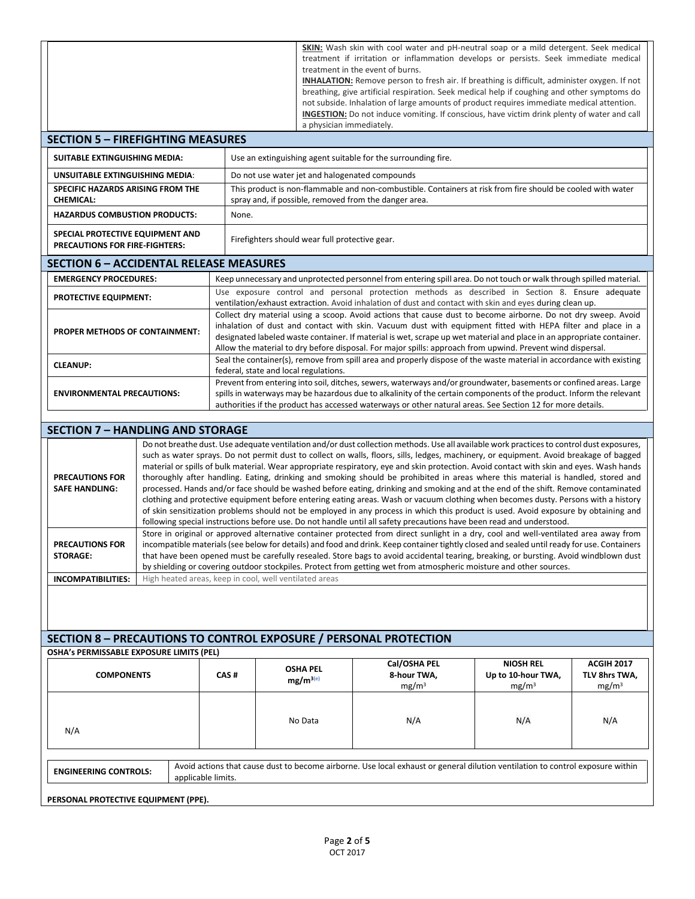**SKIN:** Wash skin with cool water and pH-neutral soap or a mild detergent. Seek medical treatment if irritation or inflammation develops or persists. Seek immediate medical treatment in the event of burns.
**INHALATION:** Remove person to fresh air. If breathing is difficult, administer oxygen. If not breathing, give artificial respiration. Seek medical help if coughing and other symptoms do not subside. Inhalation of large amounts of product requires immediate medical attention.
**INGESTION:** Do not induce vomiting. If conscious, have victim drink plenty of water and call a physician immediately.

## SECTION 5 – FIREFIGHTING MEASURES

| | |
|---|---|
| **SUITABLE EXTINGUISHING MEDIA:** | Use an extinguishing agent suitable for the surrounding fire. |
| **UNSUITABLE EXTINGUISHING MEDIA**: | Do not use water jet and halogenated compounds |
| **SPECIFIC HAZARDS ARISING FROM THE CHEMICAL:** | This product is non-flammable and non-combustible. Containers at risk from fire should be cooled with water spray and, if possible, removed from the danger area. |
| **HAZARDUS COMBUSTION PRODUCTS:** | None. |
| **SPECIAL PROTECTIVE EQUIPMENT AND PRECAUTIONS FOR FIRE-FIGHTERS:** | Firefighters should wear full protective gear. |

## SECTION 6 – ACCIDENTAL RELEASE MEASURES

| | |
|---|---|
| **EMERGENCY PROCEDURES:** | Keep unnecessary and unprotected personnel from entering spill area. Do not touch or walk through spilled material. |
| **PROTECTIVE EQUIPMENT:** | Use exposure control and personal protection methods as described in Section 8. Ensure adequate ventilation/exhaust extraction. Avoid inhalation of dust and contact with skin and eyes during clean up. |
| **PROPER METHODS OF CONTAINMENT:** | Collect dry material using a scoop. Avoid actions that cause dust to become airborne. Do not dry sweep. Avoid inhalation of dust and contact with skin. Vacuum dust with equipment fitted with HEPA filter and place in a designated labeled waste container. If material is wet, scrape up wet material and place in an appropriate container. Allow the material to dry before disposal. For major spills: approach from upwind. Prevent wind dispersal. |
| **CLEANUP:** | Seal the container(s), remove from spill area and properly dispose of the waste material in accordance with existing federal, state and local regulations. |
| **ENVIRONMENTAL PRECAUTIONS:** | Prevent from entering into soil, ditches, sewers, waterways and/or groundwater, basements or confined areas. Large spills in waterways may be hazardous due to alkalinity of the certain components of the product. Inform the relevant authorities if the product has accessed waterways or other natural areas. See Section 12 for more details. |

## SECTION 7 – HANDLING AND STORAGE

| | |
|---|---|
| **PRECAUTIONS FOR SAFE HANDLING:** | Do not breathe dust. Use adequate ventilation and/or dust collection methods. Use all available work practices to control dust exposures, such as water sprays. Do not permit dust to collect on walls, floors, sills, ledges, machinery, or equipment. Avoid breakage of bagged material or spills of bulk material. Wear appropriate respiratory, eye and skin protection. Avoid contact with skin and eyes. Wash hands thoroughly after handling. Eating, drinking and smoking should be prohibited in areas where this material is handled, stored and processed. Hands and/or face should be washed before eating, drinking and smoking and at the end of the shift. Remove contaminated clothing and protective equipment before entering eating areas. Wash or vacuum clothing when becomes dusty. Persons with a history of skin sensitization problems should not be employed in any process in which this product is used. Avoid exposure by obtaining and following special instructions before use. Do not handle until all safety precautions have been read and understood. |
| **PRECAUTIONS FOR STORAGE:** | Store in original or approved alternative container protected from direct sunlight in a dry, cool and well-ventilated area away from incompatible materials (see below for details) and food and drink. Keep container tightly closed and sealed until ready for use. Containers that have been opened must be carefully resealed. Store bags to avoid accidental tearing, breaking, or bursting. Avoid windblown dust by shielding or covering outdoor stockpiles. Protect from getting wet from atmospheric moisture and other sources. |
| **INCOMPATIBILITIES:** | High heated areas, keep in cool, well ventilated areas |

## SECTION 8 – PRECAUTIONS TO CONTROL EXPOSURE / PERSONAL PROTECTION

**OSHA's PERMISSABLE EXPOSURE LIMITS (PEL)**

| COMPONENTS | CAS # | OSHA PEL $mg/m^3$ (e) | Cal/OSHA PEL 8-hour TWA, $mg/m^3$ | NIOSH REL Up to 10-hour TWA, $mg/m^3$ | ACGIH 2017 TLV 8hrs TWA, $mg/m^3$ |
|---|---|---|---|---|---|
| N/A | | No Data | N/A | N/A | N/A |

| | |
|---|---|
| **ENGINEERING CONTROLS:** | Avoid actions that cause dust to become airborne. Use local exhaust or general dilution ventilation to control exposure within applicable limits. |

**PERSONAL PROTECTIVE EQUIPMENT (PPE).**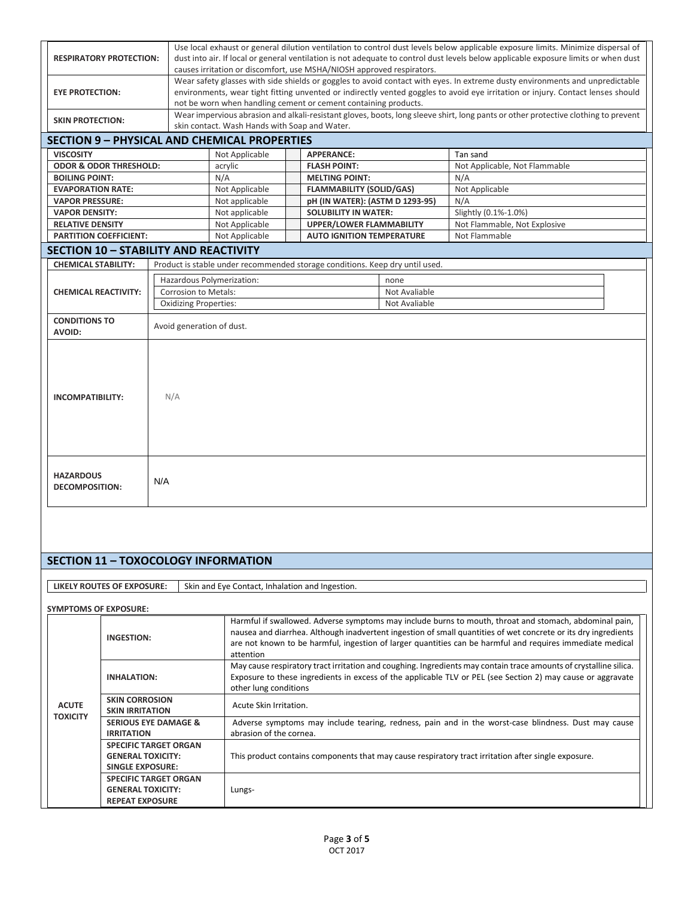| | |
|---|---|
| **RESPIRATORY PROTECTION:** | Use local exhaust or general dilution ventilation to control dust levels below applicable exposure limits. Minimize dispersal of dust into air. If local or general ventilation is not adequate to control dust levels below applicable exposure limits or when dust causes irritation or discomfort, use MSHA/NIOSH approved respirators. |
| **EYE PROTECTION:** | Wear safety glasses with side shields or goggles to avoid contact with eyes. In extreme dusty environments and unpredictable environments, wear tight fitting unvented or indirectly vented goggles to avoid eye irritation or injury. Contact lenses should not be worn when handling cement or cement containing products. |
| **SKIN PROTECTION:** | Wear impervious abrasion and alkali-resistant gloves, boots, long sleeve shirt, long pants or other protective clothing to prevent skin contact. Wash Hands with Soap and Water. |

## SECTION 9 – PHYSICAL AND CHEMICAL PROPERTIES

| | | | |
|---|---|---|---|
| **VISCOSITY** | Not Applicable | **APPERANCE:** | Tan sand |
| **ODOR & ODOR THRESHOLD:** | acrylic | **FLASH POINT:** | Not Applicable, Not Flammable |
| **BOILING POINT:** | N/A | **MELTING POINT:** | N/A |
| **EVAPORATION RATE:** | Not Applicable | **FLAMMABILITY (SOLID/GAS)** | Not Applicable |
| **VAPOR PRESSURE:** | Not applicable | **pH (IN WATER): (ASTM D 1293-95)** | N/A |
| **VAPOR DENSITY:** | Not applicable | **SOLUBILITY IN WATER:** | Slightly (0.1%-1.0%) |
| **RELATIVE DENSITY** | Not Applicable | **UPPER/LOWER FLAMMABILITY** | Not Flammable, Not Explosive |
| **PARTITION COEFFICIENT:** | Not Applicable | **AUTO IGNITION TEMPERATURE** | Not Flammable |

## SECTION 10 – STABILITY AND REACTIVITY

| | | |
|---|---|---|
| **CHEMICAL STABILITY:** | Product is stable under recommended storage conditions. Keep dry until used. | |
| **CHEMICAL REACTIVITY:** | Hazardous Polymerization: | none |
| | Corrosion to Metals: | Not Avaliable |
| | Oxidizing Properties: | Not Avaliable |
| **CONDITIONS TO AVOID:** | Avoid generation of dust. | |
| **INCOMPATIBILITY:** | N/A | |
| **HAZARDOUS DECOMPOSITION:** | N/A | |

## SECTION 11 – TOXOCOLOGY INFORMATION

| | |
|---|---|
| **LIKELY ROUTES OF EXPOSURE:** | Skin and Eye Contact, Inhalation and Ingestion. |

**SYMPTOMS OF EXPOSURE:**

| | | |
|---|---|---|
| **ACUTE TOXICITY** | **INGESTION:** | Harmful if swallowed. Adverse symptoms may include burns to mouth, throat and stomach, abdominal pain, nausea and diarrhea. Although inadvertent ingestion of small quantities of wet concrete or its dry ingredients are not known to be harmful, ingestion of larger quantities can be harmful and requires immediate medical attention |
| | **INHALATION:** | May cause respiratory tract irritation and coughing. Ingredients may contain trace amounts of crystalline silica. Exposure to these ingredients in excess of the applicable TLV or PEL (see Section 2) may cause or aggravate other lung conditions |
| | **SKIN CORROSION SKIN IRRITATION** | Acute Skin Irritation. |
| | **SERIOUS EYE DAMAGE & IRRITATION** | Adverse symptoms may include tearing, redness, pain and in the worst-case blindness. Dust may cause abrasion of the cornea. |
| | **SPECIFIC TARGET ORGAN GENERAL TOXICITY: SINGLE EXPOSURE:** | This product contains components that may cause respiratory tract irritation after single exposure. |
| | **SPECIFIC TARGET ORGAN GENERAL TOXICITY: REPEAT EXPOSURE** | Lungs- |

OCT 2017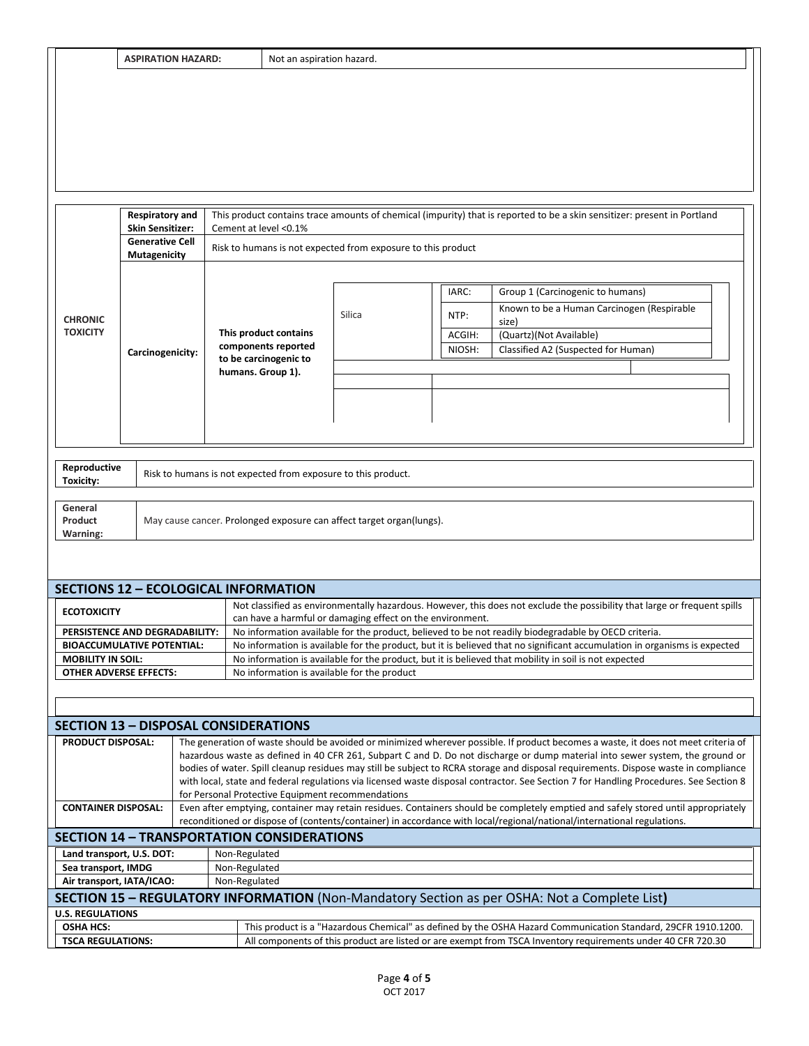| ASPIRATION HAZARD: | Not an aspiration hazard. |
|---|---|

| | | | | | |
|---|---|---|---|---|---|
| CHRONIC TOXICITY | Respiratory and Skin Sensitizer: | This product contains trace amounts of chemical (impurity) that is reported to be a skin sensitizer: present in Portland Cement at level <0.1% | | | |
| | Generative Cell Mutagenicity | Risk to humans is not expected from exposure to this product | | | |
| | Carcinogenicity: | This product contains components reported to be carcinogenic to humans. Group 1). | Silica | IARC: | Group 1 (Carcinogenic to humans) |
| | | | | NTP: | Known to be a Human Carcinogen (Respirable size) |
| | | | | ACGIH: | (Quartz)(Not Available) |
| | | | | NIOSH: | Classified A2 (Suspected for Human) |

| Reproductive Toxicity: | Risk to humans is not expected from exposure to this product. |
|---|---|

| General Product Warning: | May cause cancer. Prolonged exposure can affect target organ(lungs). |
|---|---|

## SECTIONS 12 – ECOLOGICAL INFORMATION

| | |
|---|---|
| ECOTOXICITY | Not classified as environmentally hazardous. However, this does not exclude the possibility that large or frequent spills can have a harmful or damaging effect on the environment. |
| PERSISTENCE AND DEGRADABILITY: | No information available for the product, believed to be not readily biodegradable by OECD criteria. |
| BIOACCUMULATIVE POTENTIAL: | No information is available for the product, but it is believed that no significant accumulation in organisms is expected |
| MOBILITY IN SOIL: | No information is available for the product, but it is believed that mobility in soil is not expected |
| OTHER ADVERSE EFFECTS: | No information is available for the product |

## SECTION 13 – DISPOSAL CONSIDERATIONS

| | |
|---|---|
| PRODUCT DISPOSAL: | The generation of waste should be avoided or minimized wherever possible. If product becomes a waste, it does not meet criteria of hazardous waste as defined in 40 CFR 261, Subpart C and D. Do not discharge or dump material into sewer system, the ground or bodies of water. Spill cleanup residues may still be subject to RCRA storage and disposal requirements. Dispose waste in compliance with local, state and federal regulations via licensed waste disposal contractor. See Section 7 for Handling Procedures. See Section 8 for Personal Protective Equipment recommendations |
| CONTAINER DISPOSAL: | Even after emptying, container may retain residues. Containers should be completely emptied and safely stored until appropriately reconditioned or dispose of (contents/container) in accordance with local/regional/national/international regulations. |

## SECTION 14 – TRANSPORTATION CONSIDERATIONS

| | |
|---|---|
| Land transport, U.S. DOT: | Non-Regulated |
| Sea transport, IMDG | Non-Regulated |
| Air transport, IATA/ICAO: | Non-Regulated |

## SECTION 15 – REGULATORY INFORMATION (Non-Mandatory Section as per OSHA: Not a Complete List)

**U.S. REGULATIONS**

| | |
|---|---|
| OSHA HCS: | This product is a "Hazardous Chemical" as defined by the OSHA Hazard Communication Standard, 29CFR 1910.1200. |
| TSCA REGULATIONS: | All components of this product are listed or are exempt from TSCA Inventory requirements under 40 CFR 720.30 |

OCT 2017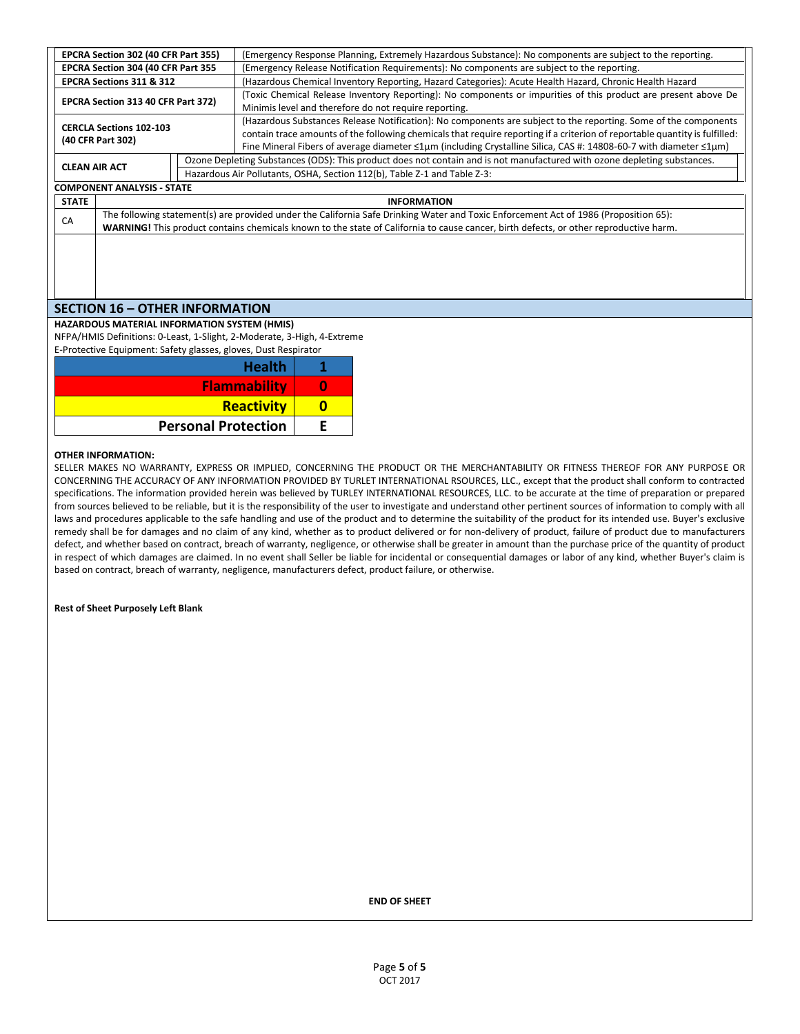| | |
|---|---|
| **EPCRA Section 302 (40 CFR Part 355)** | (Emergency Response Planning, Extremely Hazardous Substance): No components are subject to the reporting. |
| **EPCRA Section 304 (40 CFR Part 355** | (Emergency Release Notification Requirements): No components are subject to the reporting. |
| **EPCRA Sections 311 & 312** | (Hazardous Chemical Inventory Reporting, Hazard Categories): Acute Health Hazard, Chronic Health Hazard |
| **EPCRA Section 313 40 CFR Part 372)** | (Toxic Chemical Release Inventory Reporting): No components or impurities of this product are present above De Minimis level and therefore do not require reporting. |
| **CERCLA Sections 102-103 (40 CFR Part 302)** | (Hazardous Substances Release Notification): No components are subject to the reporting. Some of the components contain trace amounts of the following chemicals that require reporting if a criterion of reportable quantity is fulfilled: Fine Mineral Fibers of average diameter ≤1µm (including Crystalline Silica, CAS #: 14808-60-7 with diameter ≤1µm) |
| **CLEAN AIR ACT** | Ozone Depleting Substances (ODS): This product does not contain and is not manufactured with ozone depleting substances. |
| | Hazardous Air Pollutants, OSHA, Section 112(b), Table Z-1 and Table Z-3: |

**COMPONENT ANALYSIS - STATE**

| STATE | INFORMATION |
|---|---|
| CA | The following statement(s) are provided under the California Safe Drinking Water and Toxic Enforcement Act of 1986 (Proposition 65): **WARNING!** This product contains chemicals known to the state of California to cause cancer, birth defects, or other reproductive harm. |

## SECTION 16 – OTHER INFORMATION

**HAZARDOUS MATERIAL INFORMATION SYSTEM (HMIS)**

NFPA/HMIS Definitions: 0-Least, 1-Slight, 2-Moderate, 3-High, 4-Extreme

E-Protective Equipment: Safety glasses, gloves, Dust Respirator

| | |
|---|---|
| **Health** | **1** |
| **Flammability** | **0** |
| **Reactivity** | **0** |
| **Personal Protection** | **E** |

**OTHER INFORMATION:**

SELLER MAKES NO WARRANTY, EXPRESS OR IMPLIED, CONCERNING THE PRODUCT OR THE MERCHANTABILITY OR FITNESS THEREOF FOR ANY PURPOSE OR CONCERNING THE ACCURACY OF ANY INFORMATION PROVIDED BY TURLET INTERNATIONAL RSOURCES, LLC., except that the product shall conform to contracted specifications. The information provided herein was believed by TURLEY INTERNATIONAL RESOURCES, LLC. to be accurate at the time of preparation or prepared from sources believed to be reliable, but it is the responsibility of the user to investigate and understand other pertinent sources of information to comply with all laws and procedures applicable to the safe handling and use of the product and to determine the suitability of the product for its intended use. Buyer's exclusive remedy shall be for damages and no claim of any kind, whether as to product delivered or for non-delivery of product, failure of product due to manufacturers defect, and whether based on contract, breach of warranty, negligence, or otherwise shall be greater in amount than the purchase price of the quantity of product in respect of which damages are claimed. In no event shall Seller be liable for incidental or consequential damages or labor of any kind, whether Buyer's claim is based on contract, breach of warranty, negligence, manufacturers defect, product failure, or otherwise.

**Rest of Sheet Purposely Left Blank**

**END OF SHEET**

OCT 2017